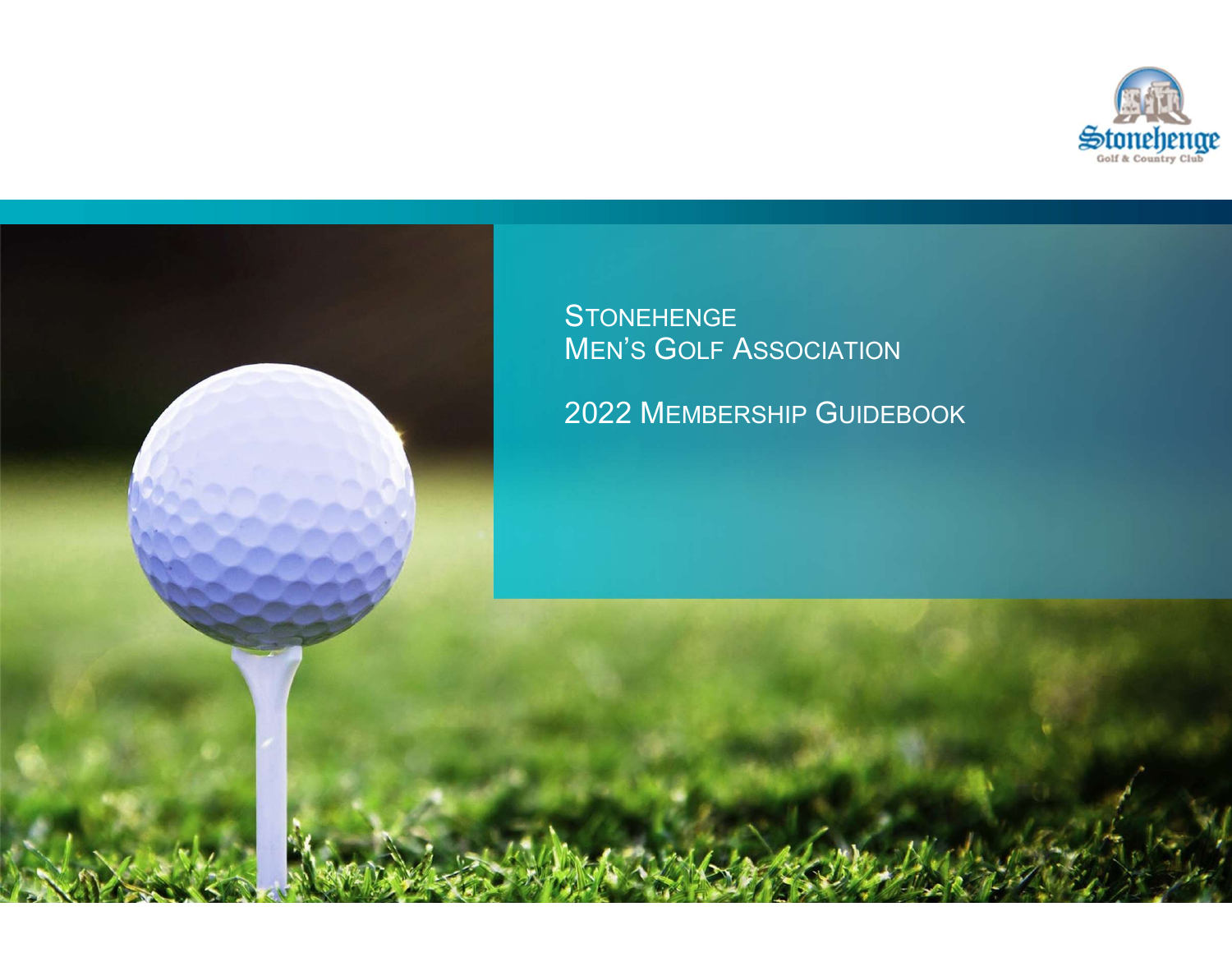# Stonehenge Men's Golf Association

## 2022 Membership Guidebook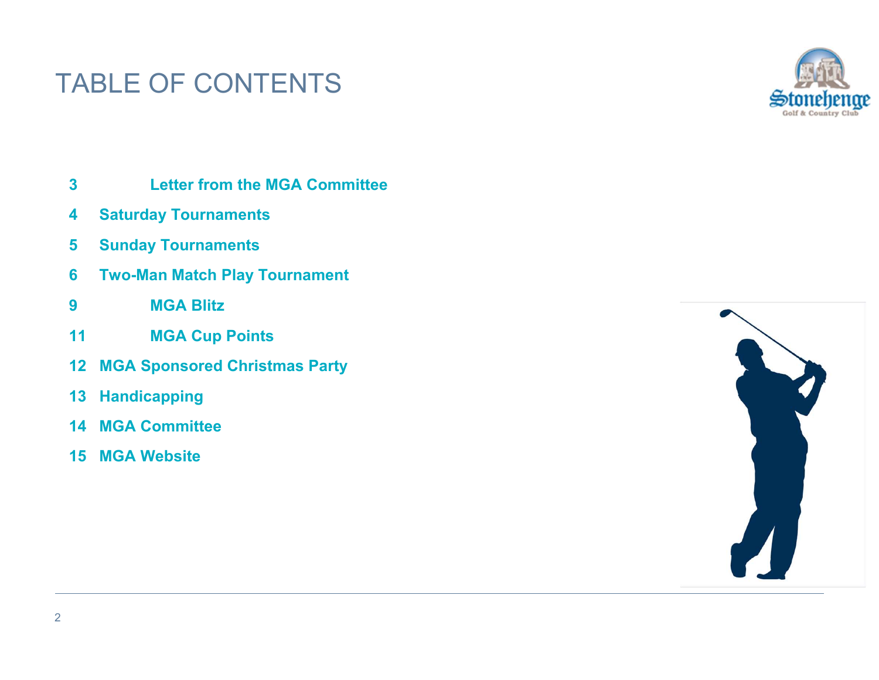# TABLE OF CONTENTS

3 Letter from the MGA Committee

4 Saturday Tournaments

5 Sunday Tournaments

6 Two-Man Match Play Tournament

9 MGA Blitz

11 MGA Cup Points

12 MGA Sponsored Christmas Party

13 Handicapping

14 MGA Committee

15 MGA Website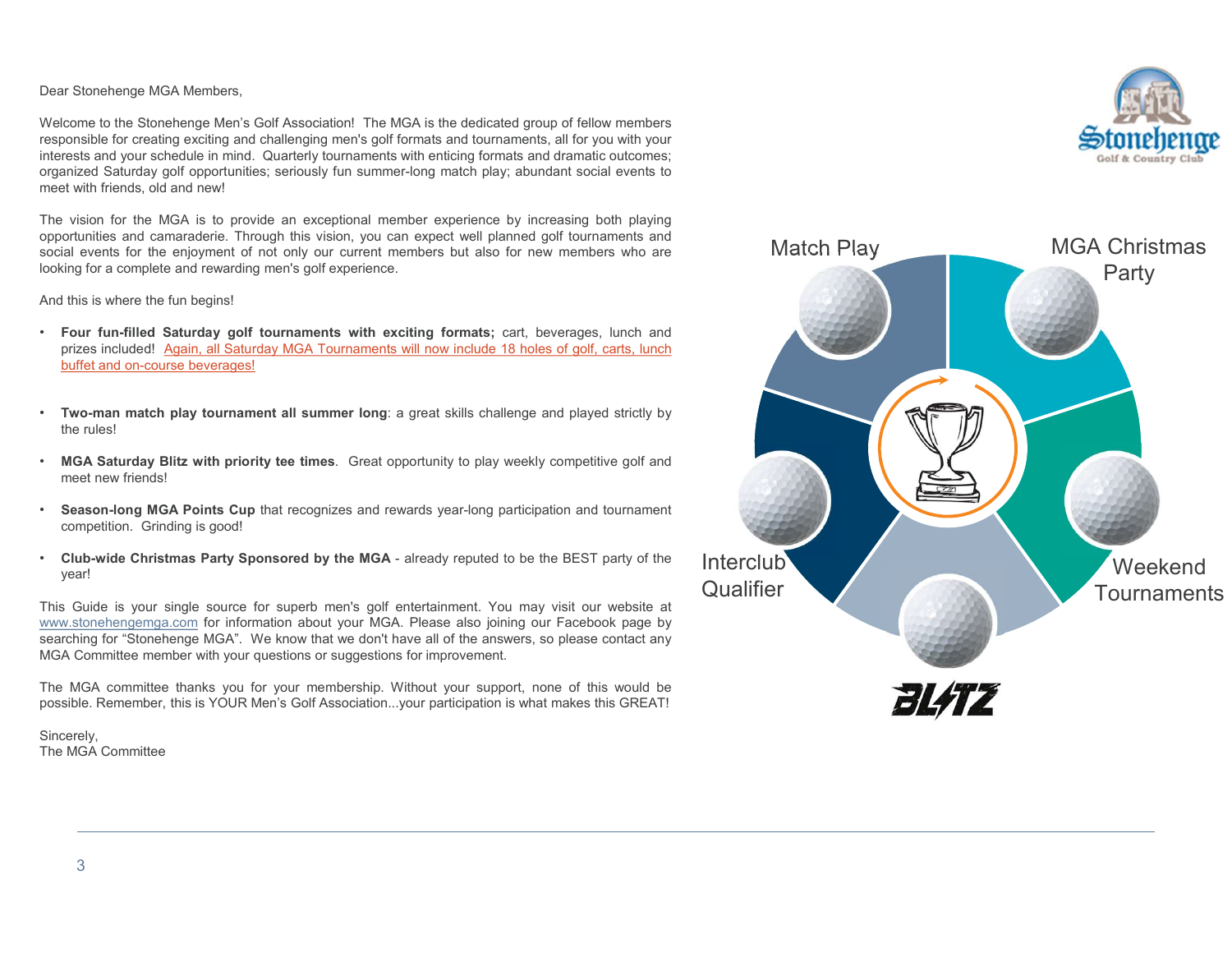Dear Stonehenge MGA Members,

Welcome to the Stonehenge Men's Golf Association! The MGA is the dedicated group of fellow members responsible for creating exciting and challenging men's golf formats and tournaments, all for you with your interests and your schedule in mind. Quarterly tournaments with enticing formats and dramatic outcomes; organized Saturday golf opportunities; seriously fun summer-long match play; abundant social events to meet with friends, old and new!

The vision for the MGA is to provide an exceptional member experience by increasing both playing opportunities and camaraderie. Through this vision, you can expect well planned golf tournaments and social events for the enjoyment of not only our current members but also for new members who are looking for a complete and rewarding men's golf experience.

And this is where the fun begins!

- **Four fun-filled Saturday golf tournaments with exciting formats;** cart, beverages, lunch and prizes included! Again, all Saturday MGA Tournaments will now include 18 holes of golf, carts, lunch buffet and on-course beverages!
- **Two-man match play tournament all summer long**: a great skills challenge and played strictly by the rules!
- **MGA Saturday Blitz with priority tee times**. Great opportunity to play weekly competitive golf and meet new friends!
- **Season-long MGA Points Cup** that recognizes and rewards year-long participation and tournament competition. Grinding is good!
- **Club-wide Christmas Party Sponsored by the MGA** - already reputed to be the BEST party of the year!

This Guide is your single source for superb men's golf entertainment. You may visit our website at www.stonehengemga.com for information about your MGA. Please also joining our Facebook page by searching for "Stonehenge MGA". We know that we don't have all of the answers, so please contact any MGA Committee member with your questions or suggestions for improvement.

The MGA committee thanks you for your membership. Without your support, none of this would be possible. Remember, this is YOUR Men's Golf Association...your participation is what makes this GREAT!

Sincerely,
The MGA Committee

Match Play

MGA Christmas Party

Weekend Tournaments

BLITZ

Interclub Qualifier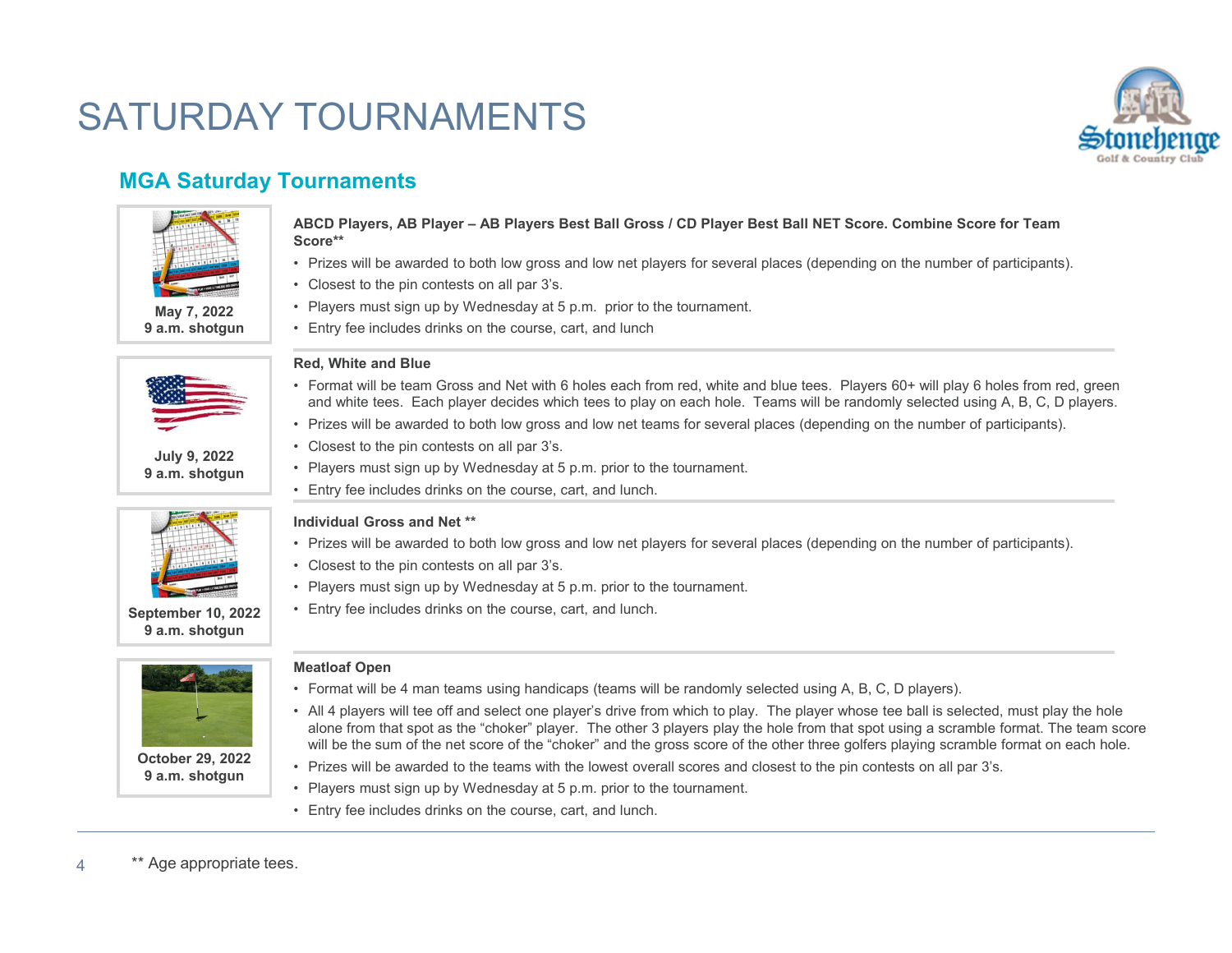# SATURDAY TOURNAMENTS

## MGA Saturday Tournaments

**May 7, 2022**
**9 a.m. shotgun**

**ABCD Players, AB Player – AB Players Best Ball Gross / CD Player Best Ball NET Score. Combine Score for Team Score****

- Prizes will be awarded to both low gross and low net players for several places (depending on the number of participants).
- Closest to the pin contests on all par 3's.
- Players must sign up by Wednesday at 5 p.m. prior to the tournament.
- Entry fee includes drinks on the course, cart, and lunch

**July 9, 2022**
**9 a.m. shotgun**

**Red, White and Blue**

- Format will be team Gross and Net with 6 holes each from red, white and blue tees. Players 60+ will play 6 holes from red, green and white tees. Each player decides which tees to play on each hole. Teams will be randomly selected using A, B, C, D players.
- Prizes will be awarded to both low gross and low net teams for several places (depending on the number of participants).
- Closest to the pin contests on all par 3's.
- Players must sign up by Wednesday at 5 p.m. prior to the tournament.
- Entry fee includes drinks on the course, cart, and lunch.

**September 10, 2022**
**9 a.m. shotgun**

**Individual Gross and Net ****

- Prizes will be awarded to both low gross and low net players for several places (depending on the number of participants).
- Closest to the pin contests on all par 3's.
- Players must sign up by Wednesday at 5 p.m. prior to the tournament.
- Entry fee includes drinks on the course, cart, and lunch.

**October 29, 2022**
**9 a.m. shotgun**

**Meatloaf Open**

- Format will be 4 man teams using handicaps (teams will be randomly selected using A, B, C, D players).
- All 4 players will tee off and select one player's drive from which to play. The player whose tee ball is selected, must play the hole alone from that spot as the "choker" player. The other 3 players play the hole from that spot using a scramble format. The team score will be the sum of the net score of the "choker" and the gross score of the other three golfers playing scramble format on each hole.
- Prizes will be awarded to the teams with the lowest overall scores and closest to the pin contests on all par 3's.
- Players must sign up by Wednesday at 5 p.m. prior to the tournament.
- Entry fee includes drinks on the course, cart, and lunch.

** Age appropriate tees.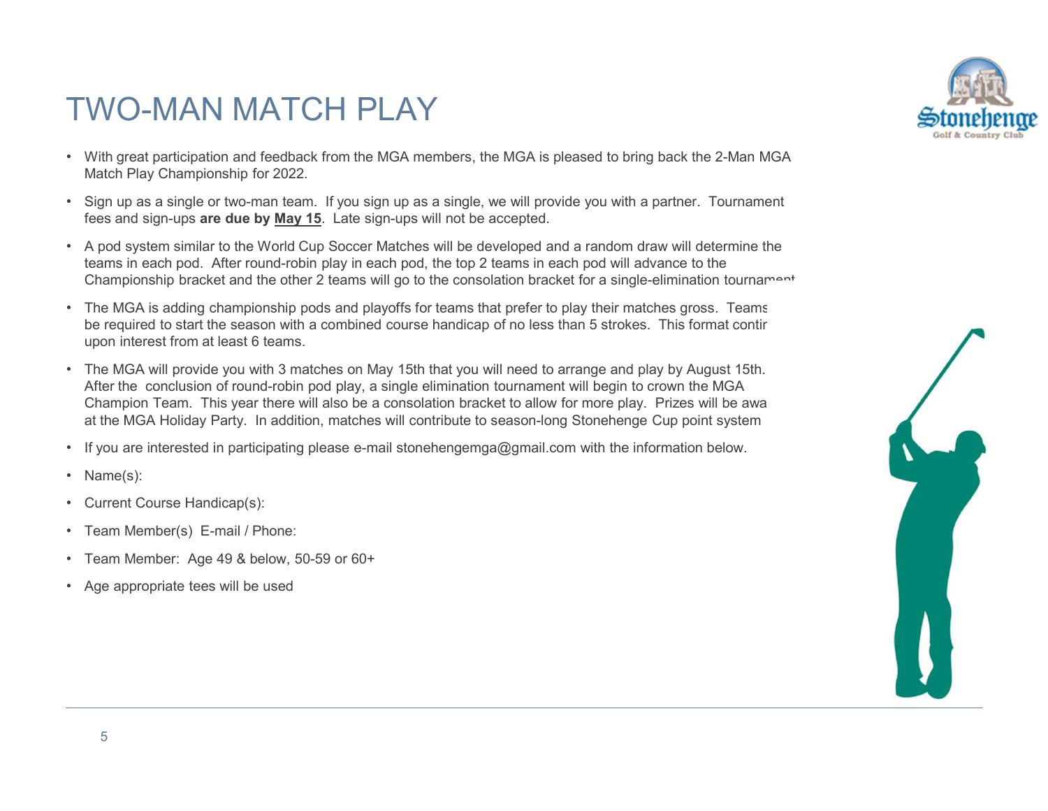# TWO-MAN MATCH PLAY

- With great participation and feedback from the MGA members, the MGA is pleased to bring back the 2-Man MGA Match Play Championship for 2022.
- Sign up as a single or two-man team. If you sign up as a single, we will provide you with a partner. Tournament fees and sign-ups **are due by <u>May 15</u>**. Late sign-ups will not be accepted.
- A pod system similar to the World Cup Soccer Matches will be developed and a random draw will determine the teams in each pod. After round-robin play in each pod, the top 2 teams in each pod will advance to the Championship bracket and the other 2 teams will go to the consolation bracket for a single-elimination tournament
- The MGA is adding championship pods and playoffs for teams that prefer to play their matches gross. Teams be required to start the season with a combined course handicap of no less than 5 strokes. This format contir upon interest from at least 6 teams.
- The MGA will provide you with 3 matches on May 15th that you will need to arrange and play by August 15th. After the conclusion of round-robin pod play, a single elimination tournament will begin to crown the MGA Champion Team. This year there will also be a consolation bracket to allow for more play. Prizes will be awa at the MGA Holiday Party. In addition, matches will contribute to season-long Stonehenge Cup point system
- If you are interested in participating please e-mail stonehengemga@gmail.com with the information below.
- Name(s):
- Current Course Handicap(s):
- Team Member(s) E-mail / Phone:
- Team Member: Age 49 & below, 50-59 or 60+
- Age appropriate tees will be used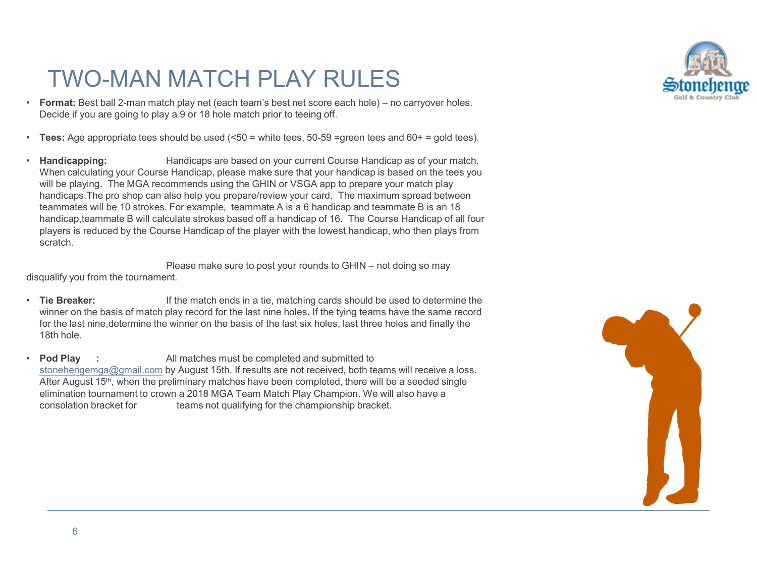# TWO-MAN MATCH PLAY RULES

- **Format:** Best ball 2-man match play net (each team's best net score each hole) – no carryover holes. Decide if you are going to play a 9 or 18 hole match prior to teeing off.

- **Tees:** Age appropriate tees should be used (<50 = white tees, 50-59 =green tees and 60+ = gold tees).

- **Handicapping:** Handicaps are based on your current Course Handicap as of your match. When calculating your Course Handicap, please make sure that your handicap is based on the tees you will be playing. The MGA recommends using the GHIN or VSGA app to prepare your match play handicaps.The pro shop can also help you prepare/review your card. The maximum spread between teammates will be 10 strokes. For example, teammate A is a 6 handicap and teammate B is an 18 handicap,teammate B will calculate strokes based off a handicap of 16. The Course Handicap of all four players is reduced by the Course Handicap of the player with the lowest handicap, who then plays from scratch.

Please make sure to post your rounds to GHIN – not doing so may disqualify you from the tournament.

- **Tie Breaker:** If the match ends in a tie, matching cards should be used to determine the winner on the basis of match play record for the last nine holes. If the tying teams have the same record for the last nine,determine the winner on the basis of the last six holes, last three holes and finally the 18th hole.

- **Pod Play :** All matches must be completed and submitted to stonehengemga@gmail.com by August 15th. If results are not received, both teams will receive a loss. After August 15th, when the preliminary matches have been completed, there will be a seeded single elimination tournament to crown a 2018 MGA Team Match Play Champion. We will also have a consolation bracket for teams not qualifying for the championship bracket.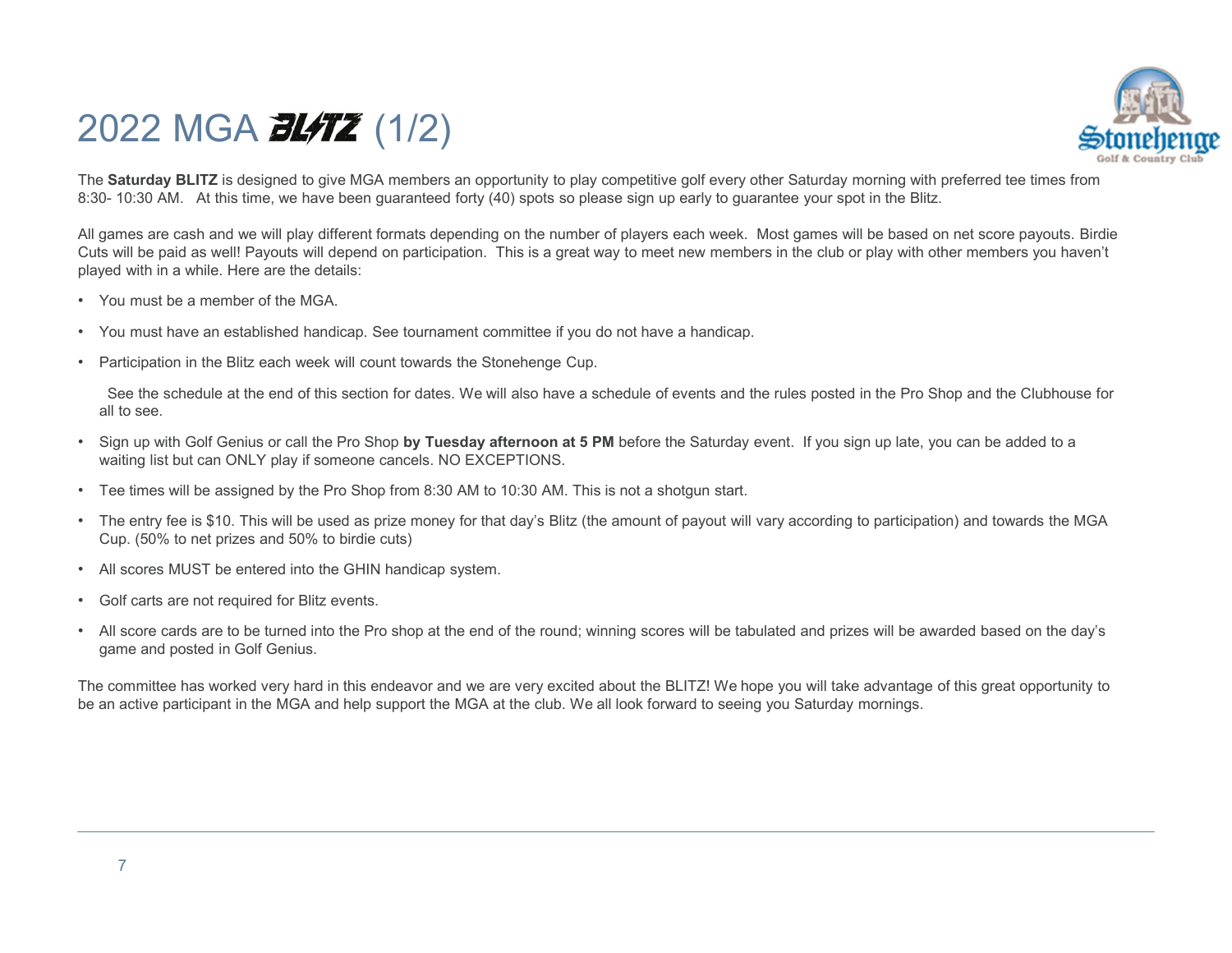# 2022 MGA BLITZ (1/2)

The **Saturday BLITZ** is designed to give MGA members an opportunity to play competitive golf every other Saturday morning with preferred tee times from 8:30- 10:30 AM. At this time, we have been guaranteed forty (40) spots so please sign up early to guarantee your spot in the Blitz.

All games are cash and we will play different formats depending on the number of players each week. Most games will be based on net score payouts. Birdie Cuts will be paid as well! Payouts will depend on participation. This is a great way to meet new members in the club or play with other members you haven't played with in a while. Here are the details:

- You must be a member of the MGA.
- You must have an established handicap. See tournament committee if you do not have a handicap.
- Participation in the Blitz each week will count towards the Stonehenge Cup.

  See the schedule at the end of this section for dates. We will also have a schedule of events and the rules posted in the Pro Shop and the Clubhouse for all to see.

- Sign up with Golf Genius or call the Pro Shop **by Tuesday afternoon at 5 PM** before the Saturday event. If you sign up late, you can be added to a waiting list but can ONLY play if someone cancels. NO EXCEPTIONS.
- Tee times will be assigned by the Pro Shop from 8:30 AM to 10:30 AM. This is not a shotgun start.
- The entry fee is $10. This will be used as prize money for that day's Blitz (the amount of payout will vary according to participation) and towards the MGA Cup. (50% to net prizes and 50% to birdie cuts)
- All scores MUST be entered into the GHIN handicap system.
- Golf carts are not required for Blitz events.
- All score cards are to be turned into the Pro shop at the end of the round; winning scores will be tabulated and prizes will be awarded based on the day's game and posted in Golf Genius.

The committee has worked very hard in this endeavor and we are very excited about the BLITZ! We hope you will take advantage of this great opportunity to be an active participant in the MGA and help support the MGA at the club. We all look forward to seeing you Saturday mornings.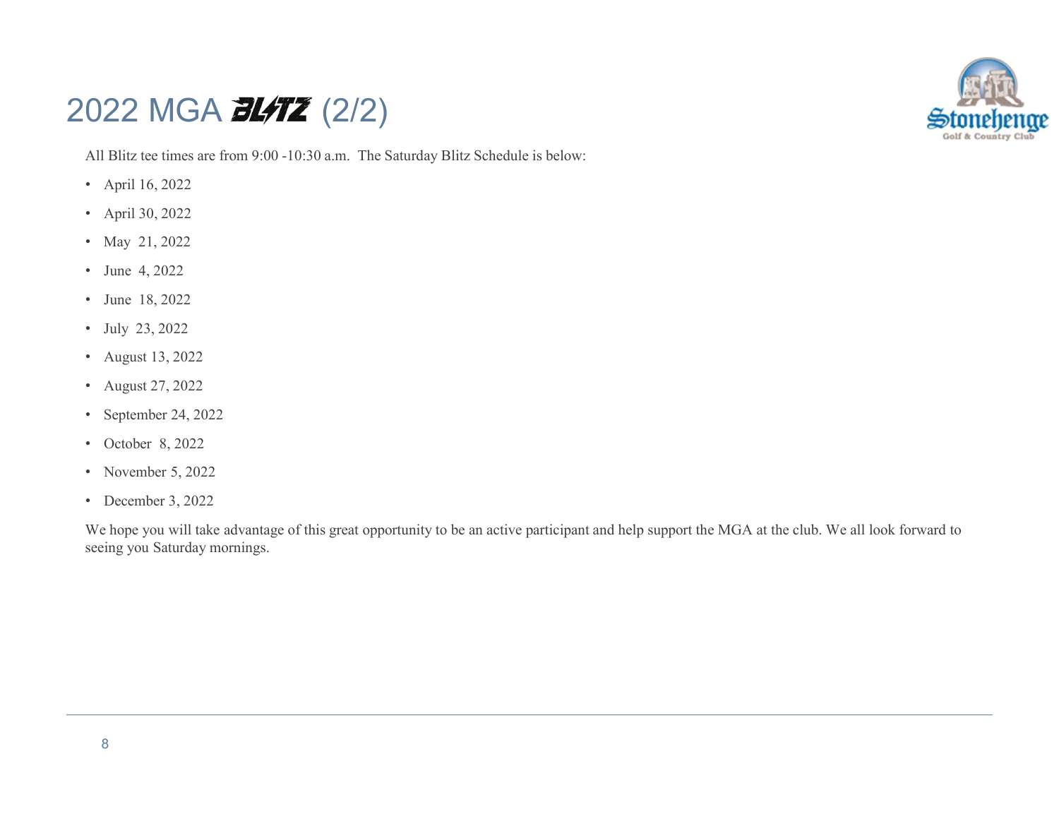# 2022 MGA BLITZ (2/2)

All Blitz tee times are from 9:00 -10:30 a.m.  The Saturday Blitz Schedule is below:

- April 16, 2022
- April 30, 2022
- May  21, 2022
- June  4, 2022
- June  18, 2022
- July  23, 2022
- August 13, 2022
- August 27, 2022
- September 24, 2022
- October  8, 2022
- November 5, 2022
- December 3, 2022

We hope you will take advantage of this great opportunity to be an active participant and help support the MGA at the club. We all look forward to seeing you Saturday mornings.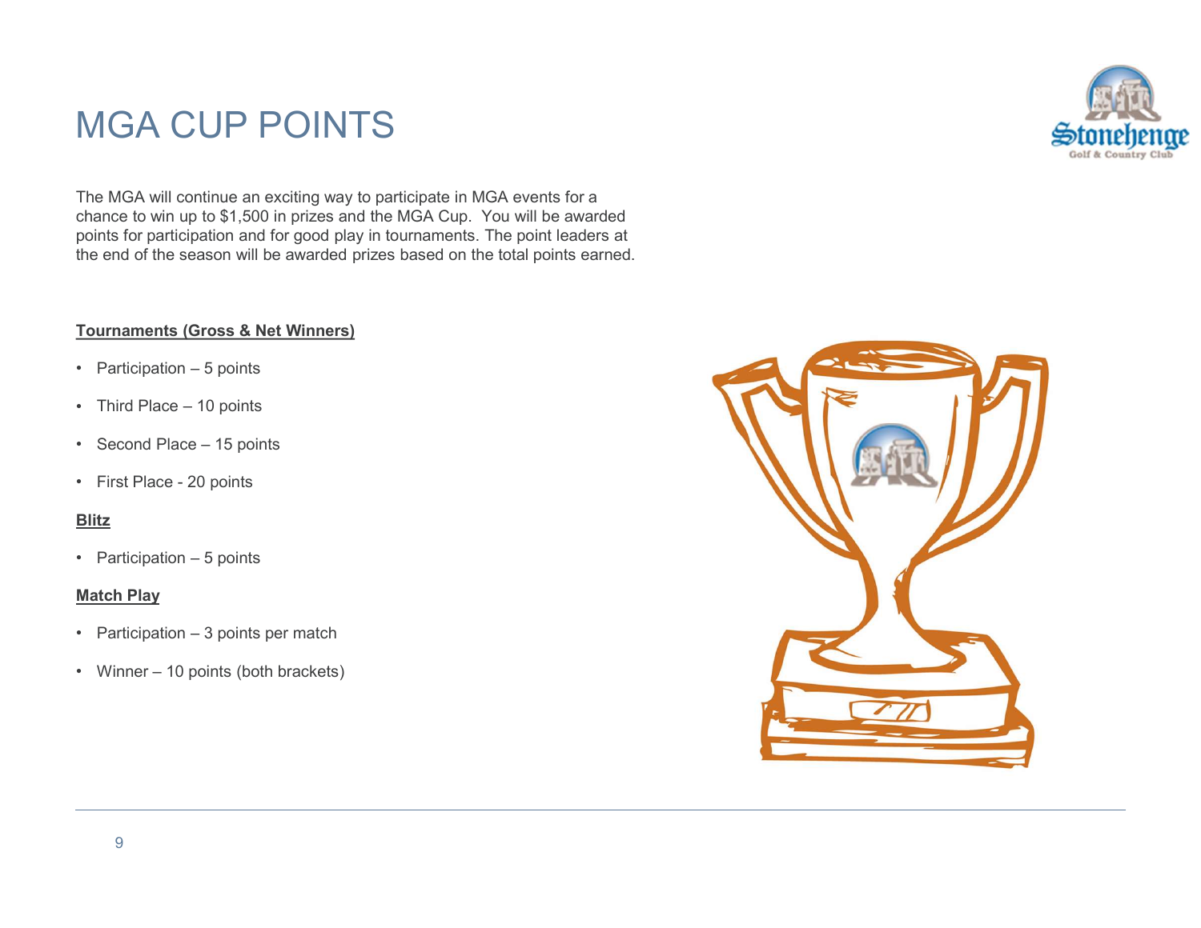# MGA CUP POINTS

The MGA will continue an exciting way to participate in MGA events for a chance to win up to $1,500 in prizes and the MGA Cup. You will be awarded points for participation and for good play in tournaments. The point leaders at the end of the season will be awarded prizes based on the total points earned.

**Tournaments (Gross & Net Winners)**

- Participation – 5 points
- Third Place – 10 points
- Second Place – 15 points
- First Place - 20 points

**Blitz**

- Participation – 5 points

**Match Play**

- Participation – 3 points per match
- Winner – 10 points (both brackets)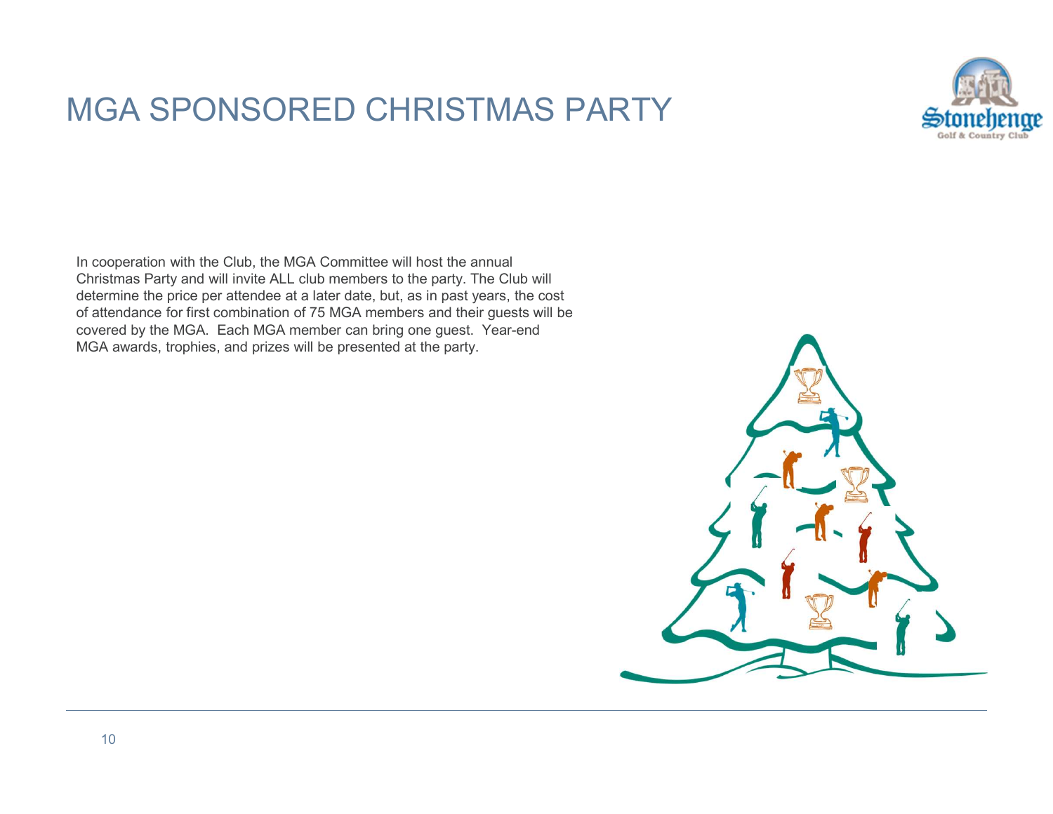# MGA SPONSORED CHRISTMAS PARTY

In cooperation with the Club, the MGA Committee will host the annual Christmas Party and will invite ALL club members to the party. The Club will determine the price per attendee at a later date, but, as in past years, the cost of attendance for first combination of 75 MGA members and their guests will be covered by the MGA. Each MGA member can bring one guest. Year-end MGA awards, trophies, and prizes will be presented at the party.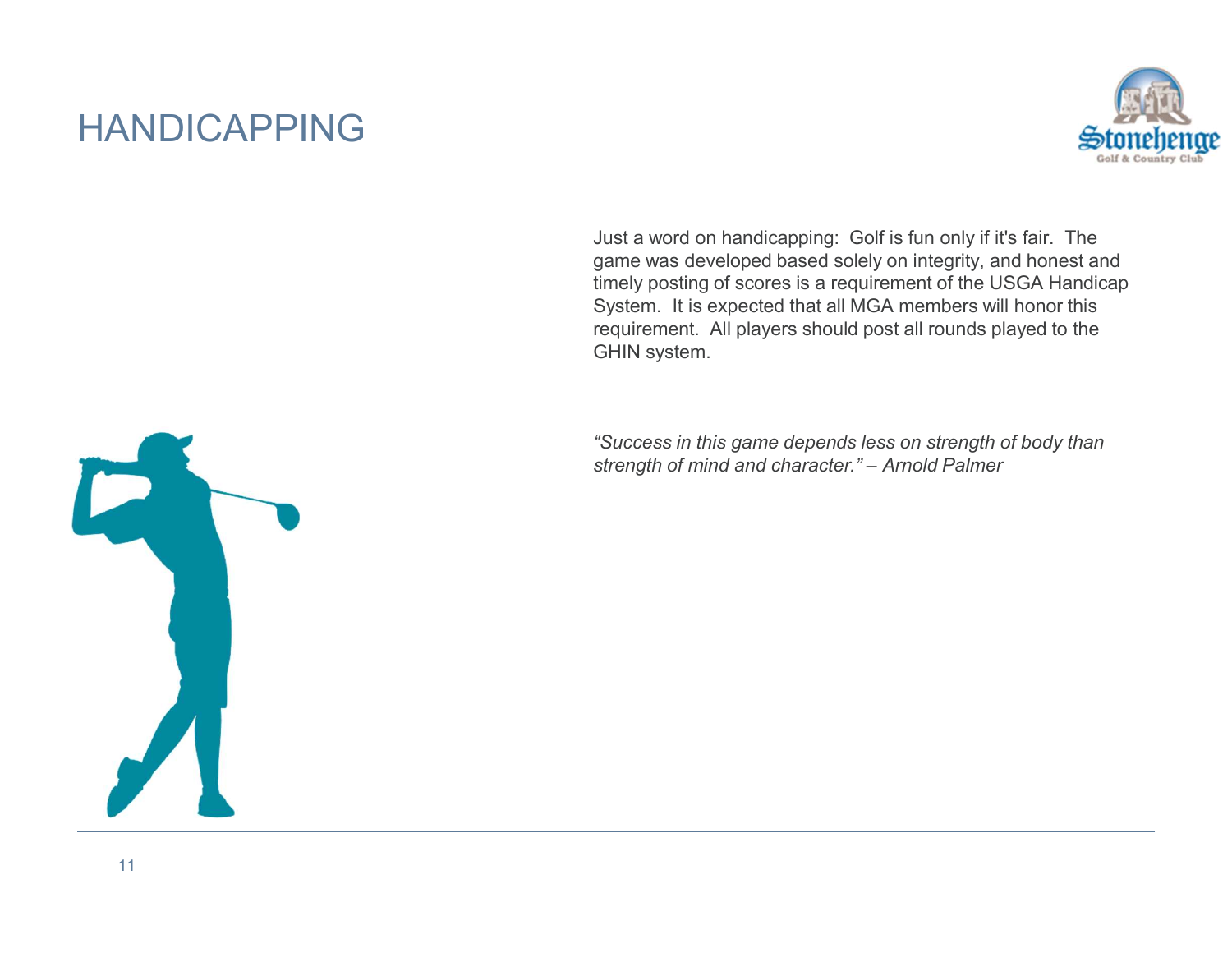# HANDICAPPING

Just a word on handicapping: Golf is fun only if it's fair. The game was developed based solely on integrity, and honest and timely posting of scores is a requirement of the USGA Handicap System. It is expected that all MGA members will honor this requirement. All players should post all rounds played to the GHIN system.

*"Success in this game depends less on strength of body than strength of mind and character." – Arnold Palmer*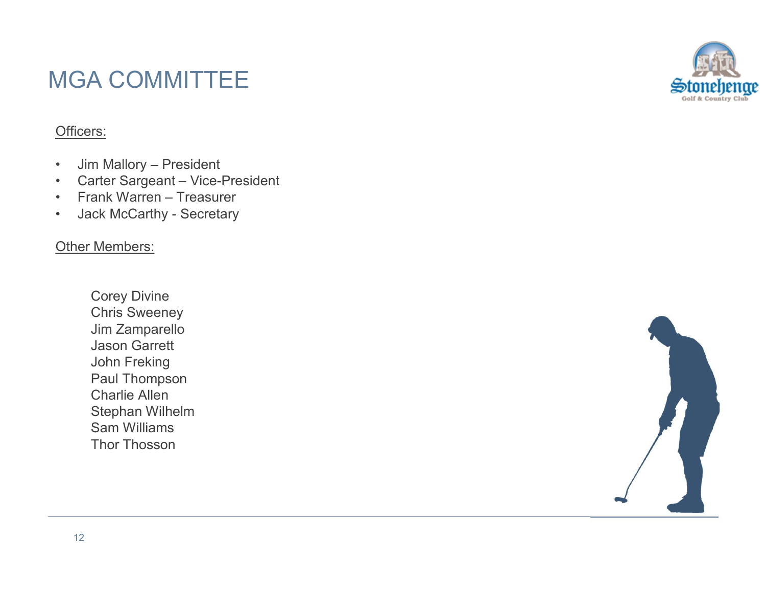# MGA COMMITTEE

<u>Officers:</u>

- Jim Mallory – President
- Carter Sargeant – Vice-President
- Frank Warren – Treasurer
- Jack McCarthy - Secretary

<u>Other Members:</u>

Corey Divine
Chris Sweeney
Jim Zamparello
Jason Garrett
John Freking
Paul Thompson
Charlie Allen
Stephan Wilhelm
Sam Williams
Thor Thosson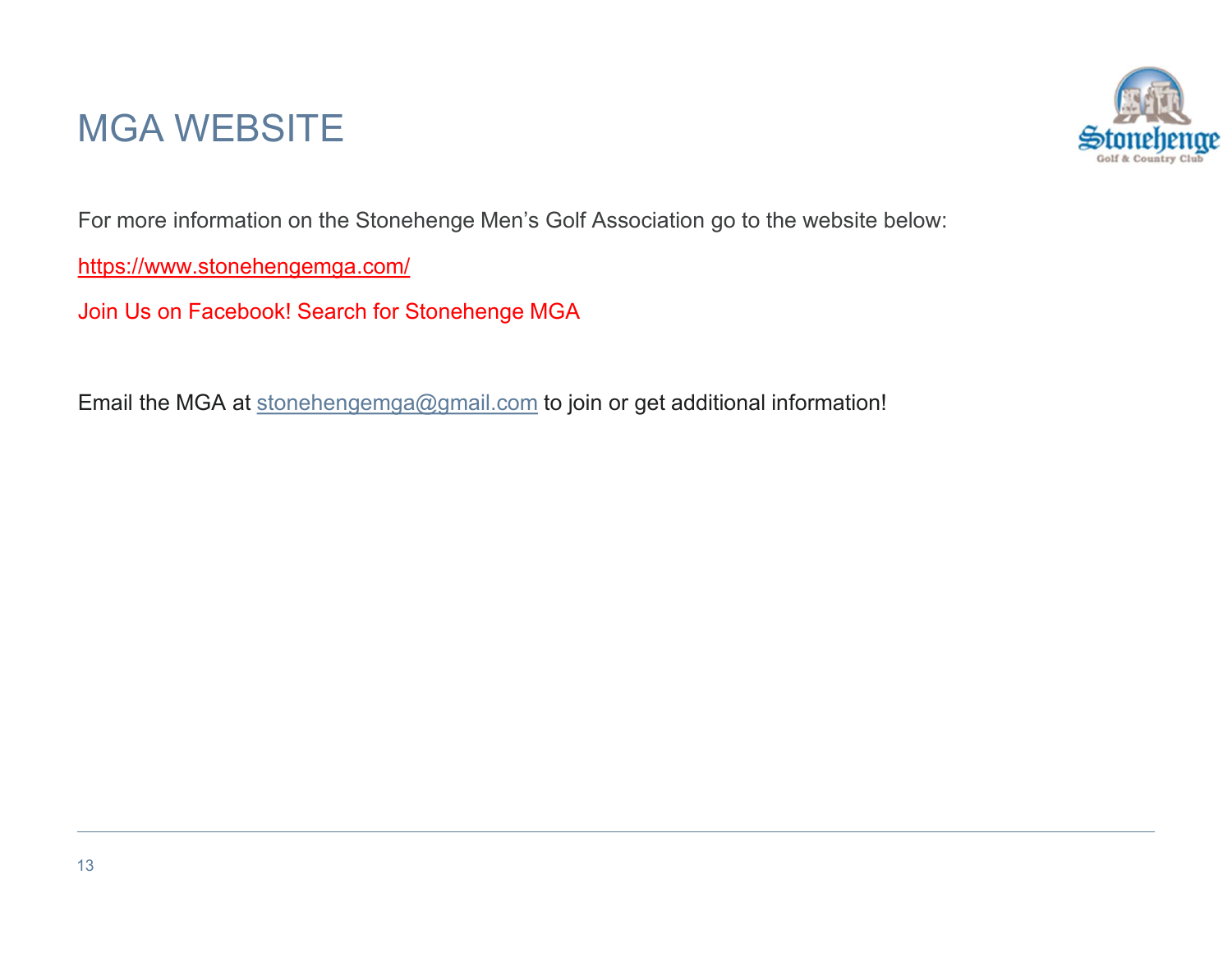# MGA WEBSITE

For more information on the Stonehenge Men's Golf Association go to the website below:

https://www.stonehengemga.com/

Join Us on Facebook! Search for Stonehenge MGA

Email the MGA at stonehengemga@gmail.com to join or get additional information!